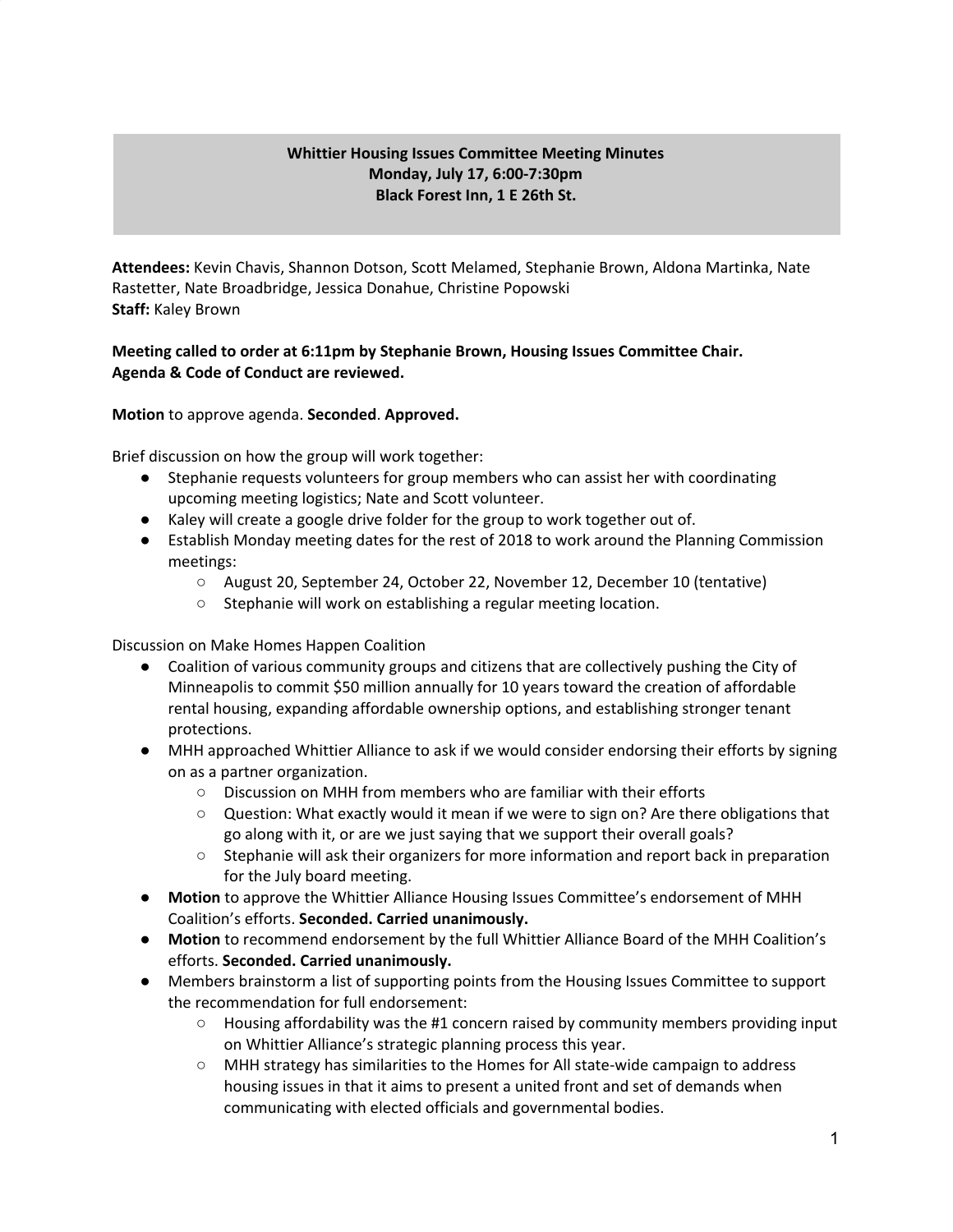**Whittier Housing Issues Committee Meeting Minutes**
**Monday, July 17, 6:00-7:30pm**
**Black Forest Inn, 1 E 26th St.**

**Attendees:** Kevin Chavis, Shannon Dotson, Scott Melamed, Stephanie Brown, Aldona Martinka, Nate Rastetter, Nate Broadbridge, Jessica Donahue, Christine Popowski
**Staff:** Kaley Brown

**Meeting called to order at 6:11pm by Stephanie Brown, Housing Issues Committee Chair.**
**Agenda & Code of Conduct are reviewed.**

**Motion** to approve agenda. **Seconded**. **Approved.**

Brief discussion on how the group will work together:

- Stephanie requests volunteers for group members who can assist her with coordinating upcoming meeting logistics; Nate and Scott volunteer.
- Kaley will create a google drive folder for the group to work together out of.
- Establish Monday meeting dates for the rest of 2018 to work around the Planning Commission meetings:
    - August 20, September 24, October 22, November 12, December 10 (tentative)
    - Stephanie will work on establishing a regular meeting location.

Discussion on Make Homes Happen Coalition

- Coalition of various community groups and citizens that are collectively pushing the City of Minneapolis to commit $50 million annually for 10 years toward the creation of affordable rental housing, expanding affordable ownership options, and establishing stronger tenant protections.
- MHH approached Whittier Alliance to ask if we would consider endorsing their efforts by signing on as a partner organization.
    - Discussion on MHH from members who are familiar with their efforts
    - Question: What exactly would it mean if we were to sign on? Are there obligations that go along with it, or are we just saying that we support their overall goals?
    - Stephanie will ask their organizers for more information and report back in preparation for the July board meeting.
- **Motion** to approve the Whittier Alliance Housing Issues Committee's endorsement of MHH Coalition's efforts. **Seconded. Carried unanimously.**
- **Motion** to recommend endorsement by the full Whittier Alliance Board of the MHH Coalition's efforts. **Seconded. Carried unanimously.**
- Members brainstorm a list of supporting points from the Housing Issues Committee to support the recommendation for full endorsement:
    - Housing affordability was the #1 concern raised by community members providing input on Whittier Alliance's strategic planning process this year.
    - MHH strategy has similarities to the Homes for All state-wide campaign to address housing issues in that it aims to present a united front and set of demands when communicating with elected officials and governmental bodies.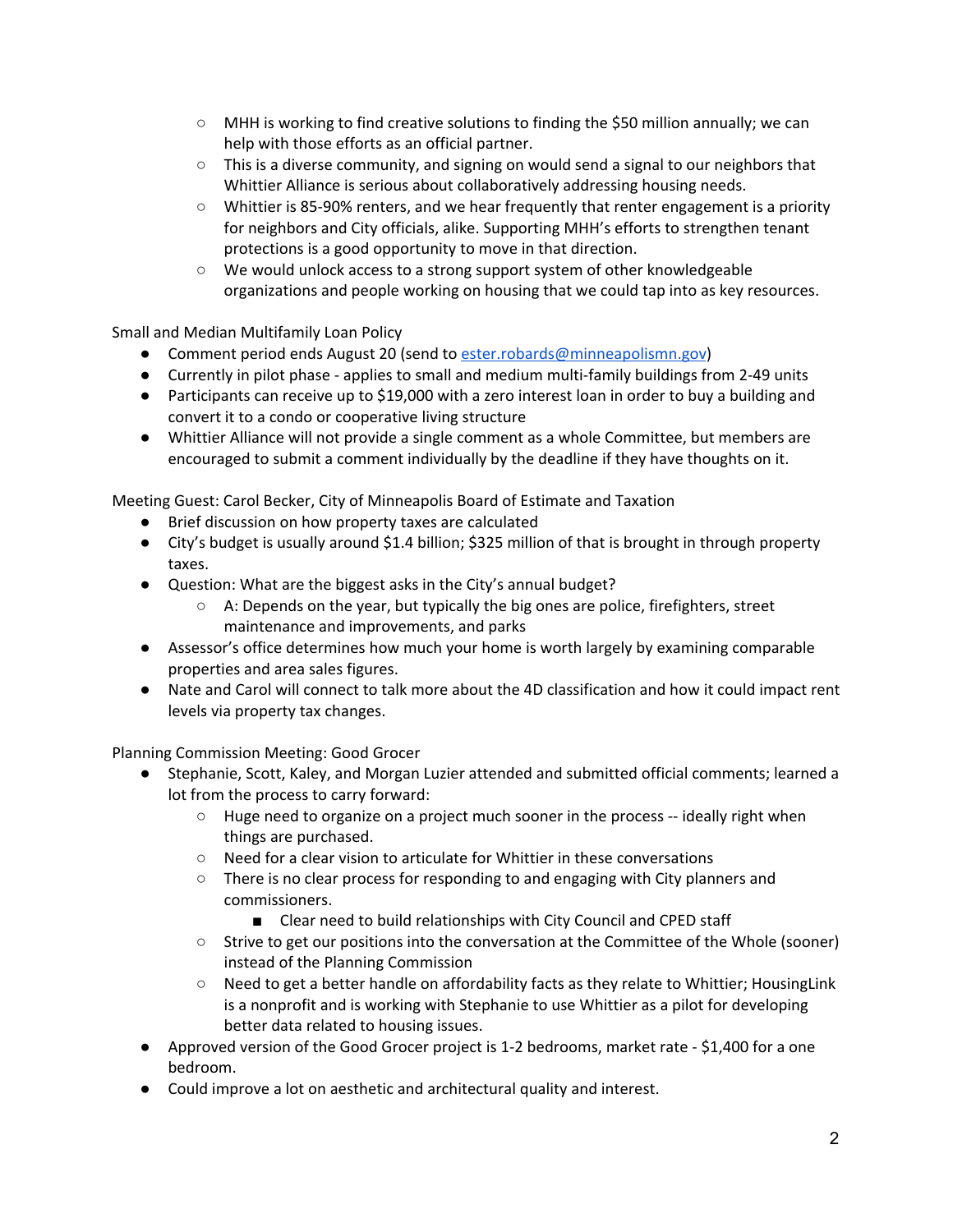- MHH is working to find creative solutions to finding the $50 million annually; we can help with those efforts as an official partner.
- This is a diverse community, and signing on would send a signal to our neighbors that Whittier Alliance is serious about collaboratively addressing housing needs.
- Whittier is 85-90% renters, and we hear frequently that renter engagement is a priority for neighbors and City officials, alike. Supporting MHH's efforts to strengthen tenant protections is a good opportunity to move in that direction.
- We would unlock access to a strong support system of other knowledgeable organizations and people working on housing that we could tap into as key resources.

Small and Median Multifamily Loan Policy

- Comment period ends August 20 (send to ester.robards@minneapolismn.gov)
- Currently in pilot phase - applies to small and medium multi-family buildings from 2-49 units
- Participants can receive up to $19,000 with a zero interest loan in order to buy a building and convert it to a condo or cooperative living structure
- Whittier Alliance will not provide a single comment as a whole Committee, but members are encouraged to submit a comment individually by the deadline if they have thoughts on it.

Meeting Guest: Carol Becker, City of Minneapolis Board of Estimate and Taxation

- Brief discussion on how property taxes are calculated
- City's budget is usually around $1.4 billion; $325 million of that is brought in through property taxes.
- Question: What are the biggest asks in the City's annual budget?
  - A: Depends on the year, but typically the big ones are police, firefighters, street maintenance and improvements, and parks
- Assessor's office determines how much your home is worth largely by examining comparable properties and area sales figures.
- Nate and Carol will connect to talk more about the 4D classification and how it could impact rent levels via property tax changes.

Planning Commission Meeting: Good Grocer

- Stephanie, Scott, Kaley, and Morgan Luzier attended and submitted official comments; learned a lot from the process to carry forward:
  - Huge need to organize on a project much sooner in the process -- ideally right when things are purchased.
  - Need for a clear vision to articulate for Whittier in these conversations
  - There is no clear process for responding to and engaging with City planners and commissioners.
    - Clear need to build relationships with City Council and CPED staff
  - Strive to get our positions into the conversation at the Committee of the Whole (sooner) instead of the Planning Commission
  - Need to get a better handle on affordability facts as they relate to Whittier; HousingLink is a nonprofit and is working with Stephanie to use Whittier as a pilot for developing better data related to housing issues.
- Approved version of the Good Grocer project is 1-2 bedrooms, market rate - $1,400 for a one bedroom.
- Could improve a lot on aesthetic and architectural quality and interest.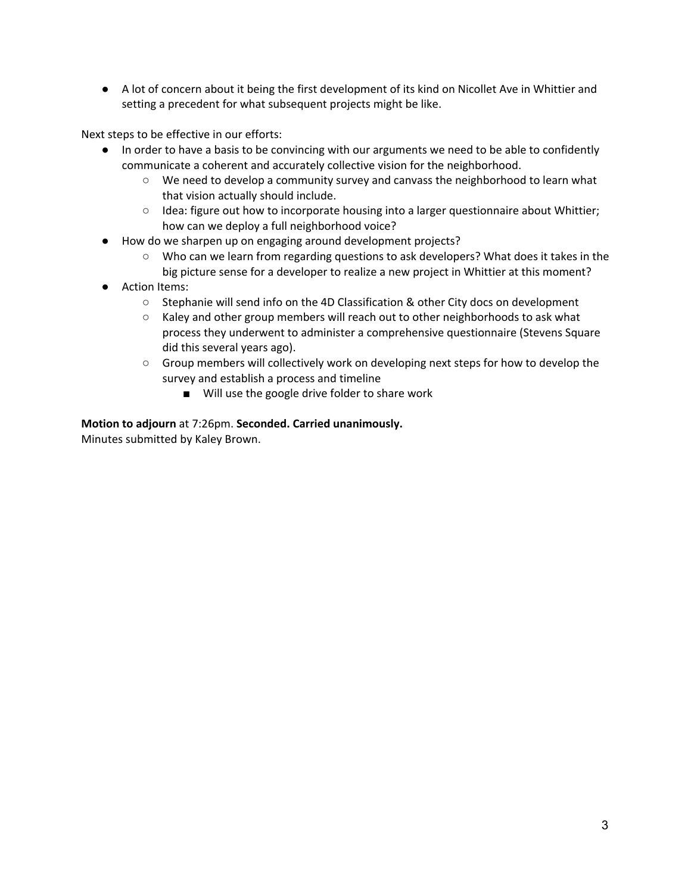- A lot of concern about it being the first development of its kind on Nicollet Ave in Whittier and setting a precedent for what subsequent projects might be like.

Next steps to be effective in our efforts:

- In order to have a basis to be convincing with our arguments we need to be able to confidently communicate a coherent and accurately collective vision for the neighborhood.
    - We need to develop a community survey and canvass the neighborhood to learn what that vision actually should include.
    - Idea: figure out how to incorporate housing into a larger questionnaire about Whittier; how can we deploy a full neighborhood voice?
- How do we sharpen up on engaging around development projects?
    - Who can we learn from regarding questions to ask developers? What does it takes in the big picture sense for a developer to realize a new project in Whittier at this moment?
- Action Items:
    - Stephanie will send info on the 4D Classification & other City docs on development
    - Kaley and other group members will reach out to other neighborhoods to ask what process they underwent to administer a comprehensive questionnaire (Stevens Square did this several years ago).
    - Group members will collectively work on developing next steps for how to develop the survey and establish a process and timeline
        - Will use the google drive folder to share work

**Motion to adjourn** at 7:26pm. **Seconded. Carried unanimously.**
Minutes submitted by Kaley Brown.